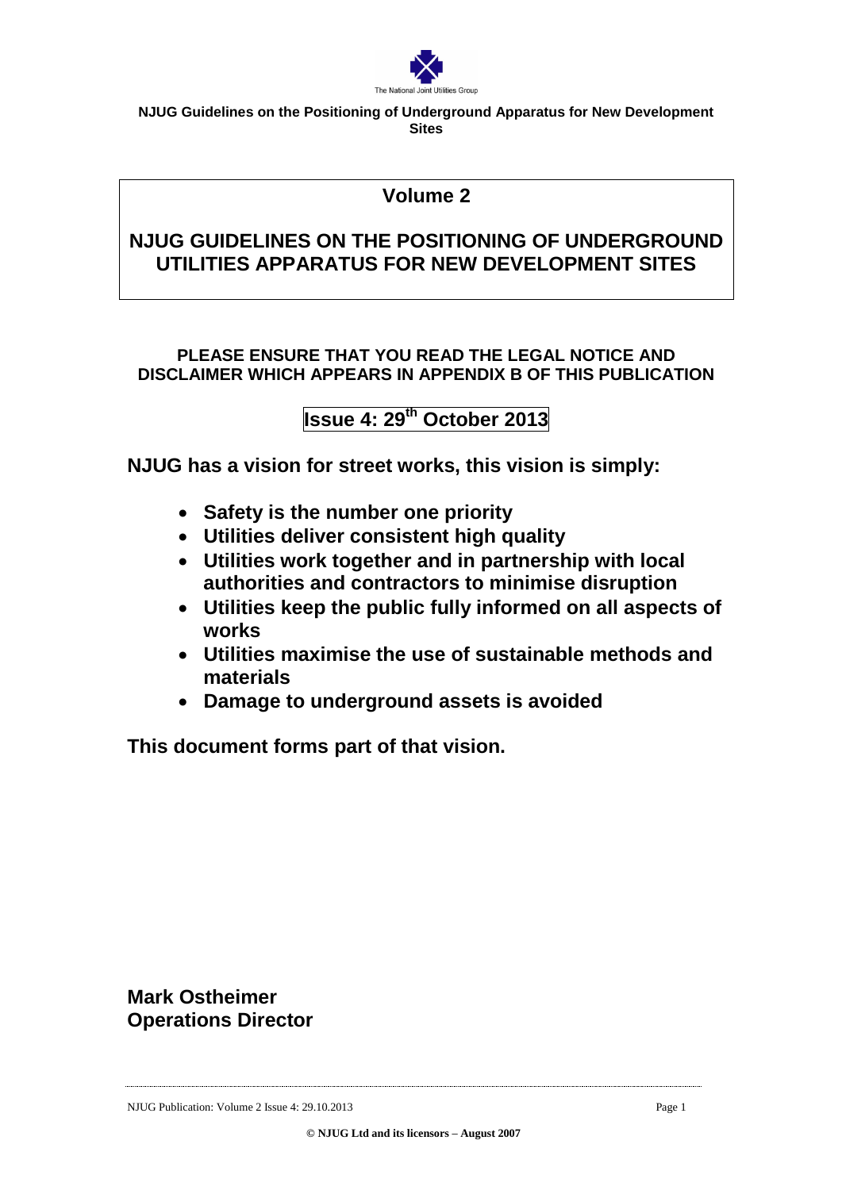The National Joint Utilities Group

**NJUG Guidelines on the Positioning of Underground Apparatus for New Development Sites**

# Volume 2

# NJUG GUIDELINES ON THE POSITIONING OF UNDERGROUND UTILITIES APPARATUS FOR NEW DEVELOPMENT SITES

**PLEASE ENSURE THAT YOU READ THE LEGAL NOTICE AND DISCLAIMER WHICH APPEARS IN APPENDIX B OF THIS PUBLICATION**

**Issue 4: 29th October 2013**

**NJUG has a vision for street works, this vision is simply:**

- **Safety is the number one priority**
- **Utilities deliver consistent high quality**
- **Utilities work together and in partnership with local authorities and contractors to minimise disruption**
- **Utilities keep the public fully informed on all aspects of works**
- **Utilities maximise the use of sustainable methods and materials**
- **Damage to underground assets is avoided**

**This document forms part of that vision.**

**Mark Ostheimer**
**Operations Director**

**© NJUG Ltd and its licensors – August 2007**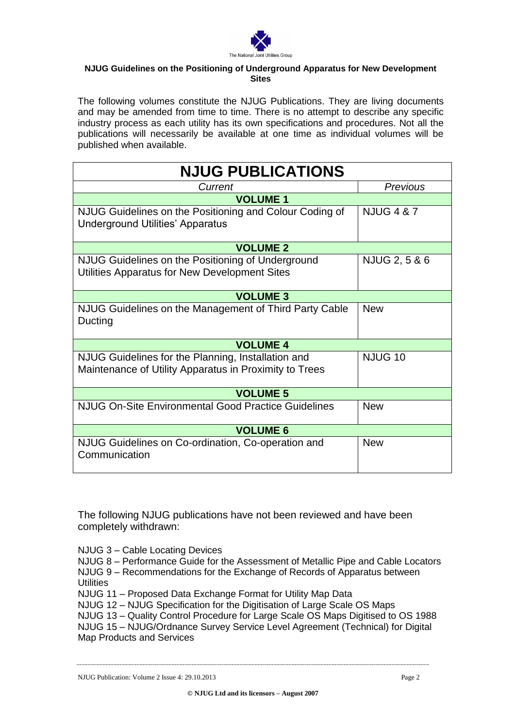**NJUG Guidelines on the Positioning of Underground Apparatus for New Development Sites**

The following volumes constitute the NJUG Publications. They are living documents and may be amended from time to time. There is no attempt to describe any specific industry process as each utility has its own specifications and procedures. Not all the publications will necessarily be available at one time as individual volumes will be published when available.

| NJUG PUBLICATIONS | |
|---|---|
| *Current* | *Previous* |
| **VOLUME 1** | |
| NJUG Guidelines on the Positioning and Colour Coding of Underground Utilities' Apparatus | NJUG 4 & 7 |
| **VOLUME 2** | |
| NJUG Guidelines on the Positioning of Underground Utilities Apparatus for New Development Sites | NJUG 2, 5 & 6 |
| **VOLUME 3** | |
| NJUG Guidelines on the Management of Third Party Cable Ducting | New |
| **VOLUME 4** | |
| NJUG Guidelines for the Planning, Installation and Maintenance of Utility Apparatus in Proximity to Trees | NJUG 10 |
| **VOLUME 5** | |
| NJUG On-Site Environmental Good Practice Guidelines | New |
| **VOLUME 6** | |
| NJUG Guidelines on Co-ordination, Co-operation and Communication | New |

The following NJUG publications have not been reviewed and have been completely withdrawn:

NJUG 3 – Cable Locating Devices
NJUG 8 – Performance Guide for the Assessment of Metallic Pipe and Cable Locators
NJUG 9 – Recommendations for the Exchange of Records of Apparatus between Utilities
NJUG 11 – Proposed Data Exchange Format for Utility Map Data
NJUG 12 – NJUG Specification for the Digitisation of Large Scale OS Maps
NJUG 13 – Quality Control Procedure for Large Scale OS Maps Digitised to OS 1988
NJUG 15 – NJUG/Ordnance Survey Service Level Agreement (Technical) for Digital Map Products and Services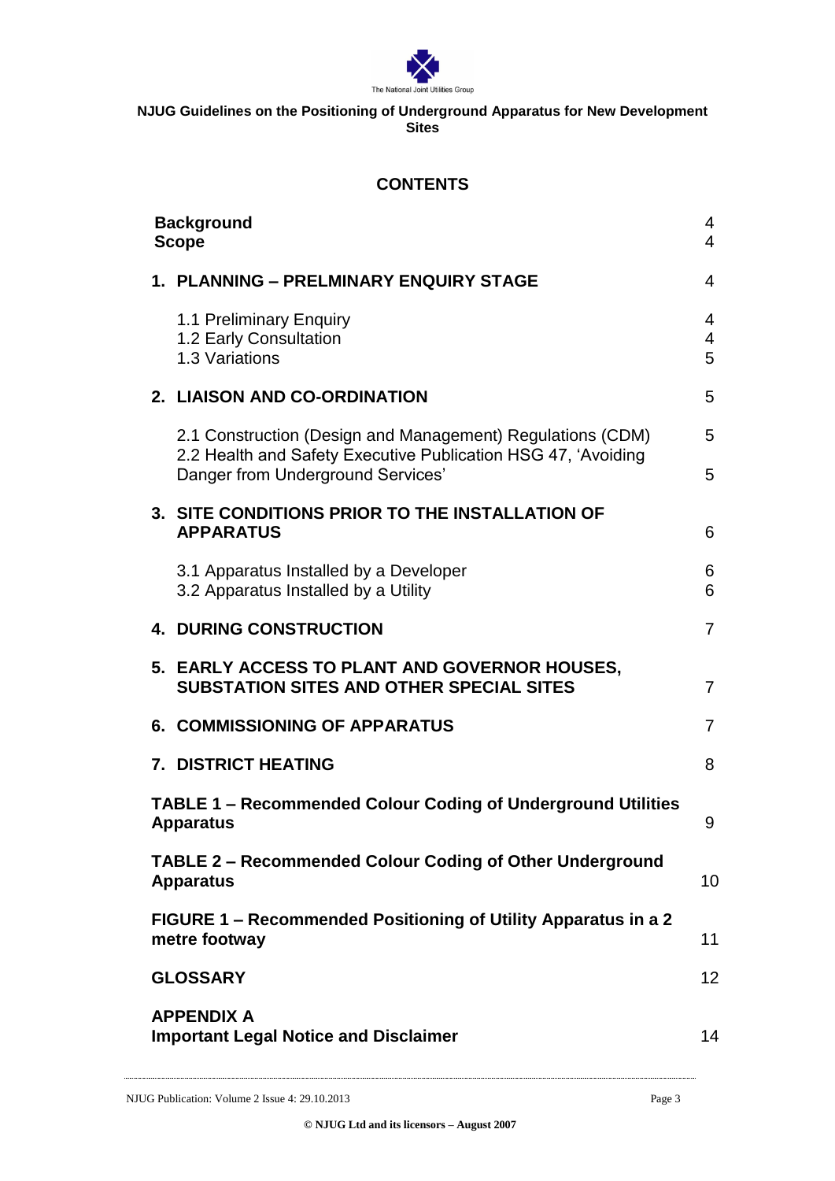The National Joint Utilities Group

**NJUG Guidelines on the Positioning of Underground Apparatus for New Development Sites**

## CONTENTS

| | |
|---|---|
| **Background** | 4 |
| **Scope** | 4 |
| **1. PLANNING – PRELMINARY ENQUIRY STAGE** | 4 |
| 1.1 Preliminary Enquiry | 4 |
| 1.2 Early Consultation | 4 |
| 1.3 Variations | 5 |
| **2. LIAISON AND CO-ORDINATION** | 5 |
| 2.1 Construction (Design and Management) Regulations (CDM) | 5 |
| 2.2 Health and Safety Executive Publication HSG 47, 'Avoiding Danger from Underground Services' | 5 |
| **3. SITE CONDITIONS PRIOR TO THE INSTALLATION OF APPARATUS** | 6 |
| 3.1 Apparatus Installed by a Developer | 6 |
| 3.2 Apparatus Installed by a Utility | 6 |
| **4. DURING CONSTRUCTION** | 7 |
| **5. EARLY ACCESS TO PLANT AND GOVERNOR HOUSES, SUBSTATION SITES AND OTHER SPECIAL SITES** | 7 |
| **6. COMMISSIONING OF APPARATUS** | 7 |
| **7. DISTRICT HEATING** | 8 |
| **TABLE 1 – Recommended Colour Coding of Underground Utilities Apparatus** | 9 |
| **TABLE 2 – Recommended Colour Coding of Other Underground Apparatus** | 10 |
| **FIGURE 1 – Recommended Positioning of Utility Apparatus in a 2 metre footway** | 11 |
| **GLOSSARY** | 12 |
| **APPENDIX A** **Important Legal Notice and Disclaimer** | 14 |

NJUG Publication: Volume 2 Issue 4: 29.10.2013

**© NJUG Ltd and its licensors – August 2007**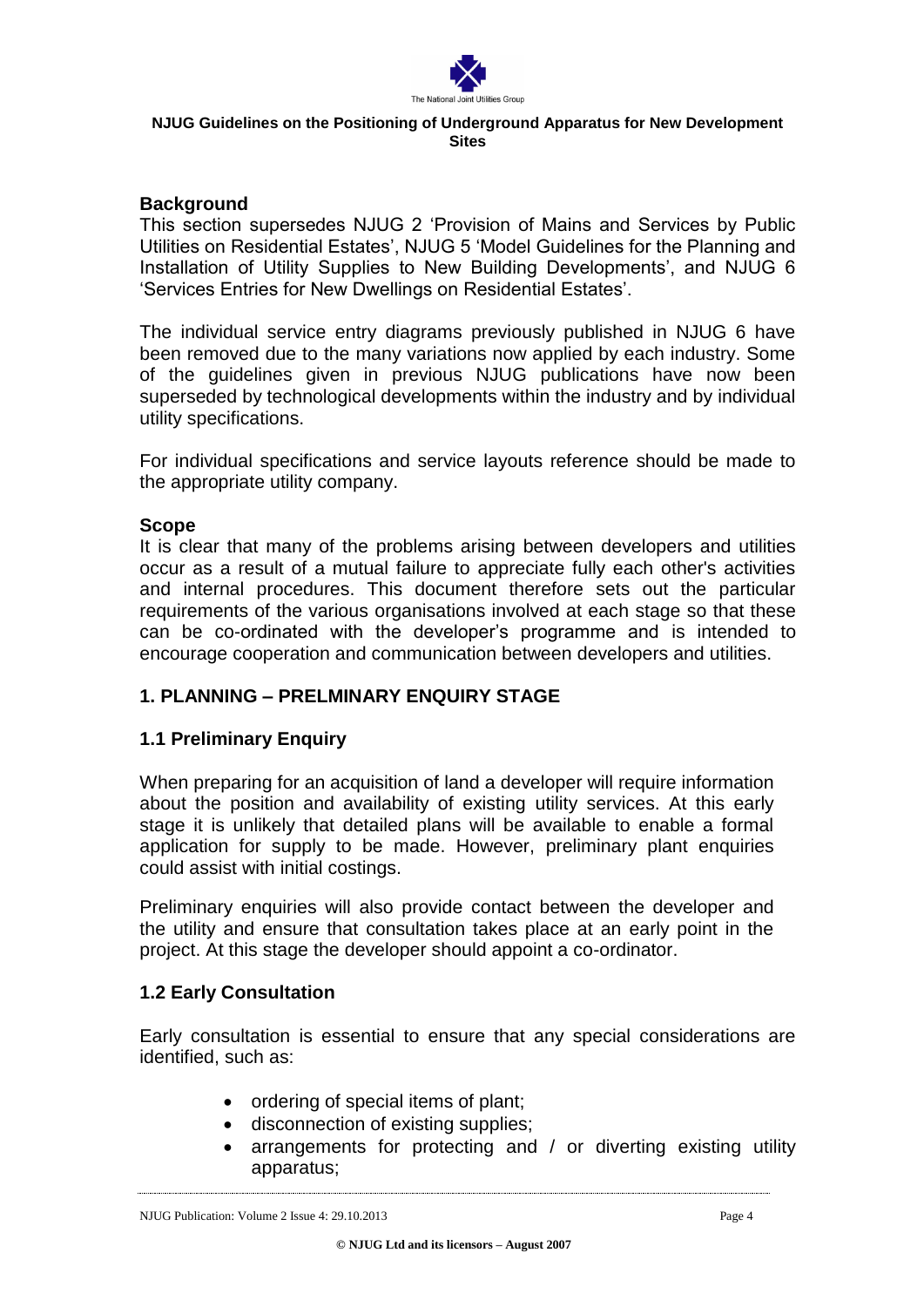## Background

This section supersedes NJUG 2 'Provision of Mains and Services by Public Utilities on Residential Estates', NJUG 5 'Model Guidelines for the Planning and Installation of Utility Supplies to New Building Developments', and NJUG 6 'Services Entries for New Dwellings on Residential Estates'.

The individual service entry diagrams previously published in NJUG 6 have been removed due to the many variations now applied by each industry. Some of the guidelines given in previous NJUG publications have now been superseded by technological developments within the industry and by individual utility specifications.

For individual specifications and service layouts reference should be made to the appropriate utility company.

## Scope

It is clear that many of the problems arising between developers and utilities occur as a result of a mutual failure to appreciate fully each other's activities and internal procedures. This document therefore sets out the particular requirements of the various organisations involved at each stage so that these can be co-ordinated with the developer's programme and is intended to encourage cooperation and communication between developers and utilities.

## 1. PLANNING – PRELMINARY ENQUIRY STAGE

### 1.1 Preliminary Enquiry

When preparing for an acquisition of land a developer will require information about the position and availability of existing utility services. At this early stage it is unlikely that detailed plans will be available to enable a formal application for supply to be made. However, preliminary plant enquiries could assist with initial costings.

Preliminary enquiries will also provide contact between the developer and the utility and ensure that consultation takes place at an early point in the project. At this stage the developer should appoint a co-ordinator.

### 1.2 Early Consultation

Early consultation is essential to ensure that any special considerations are identified, such as:

- ordering of special items of plant;
- disconnection of existing supplies;
- arrangements for protecting and / or diverting existing utility apparatus;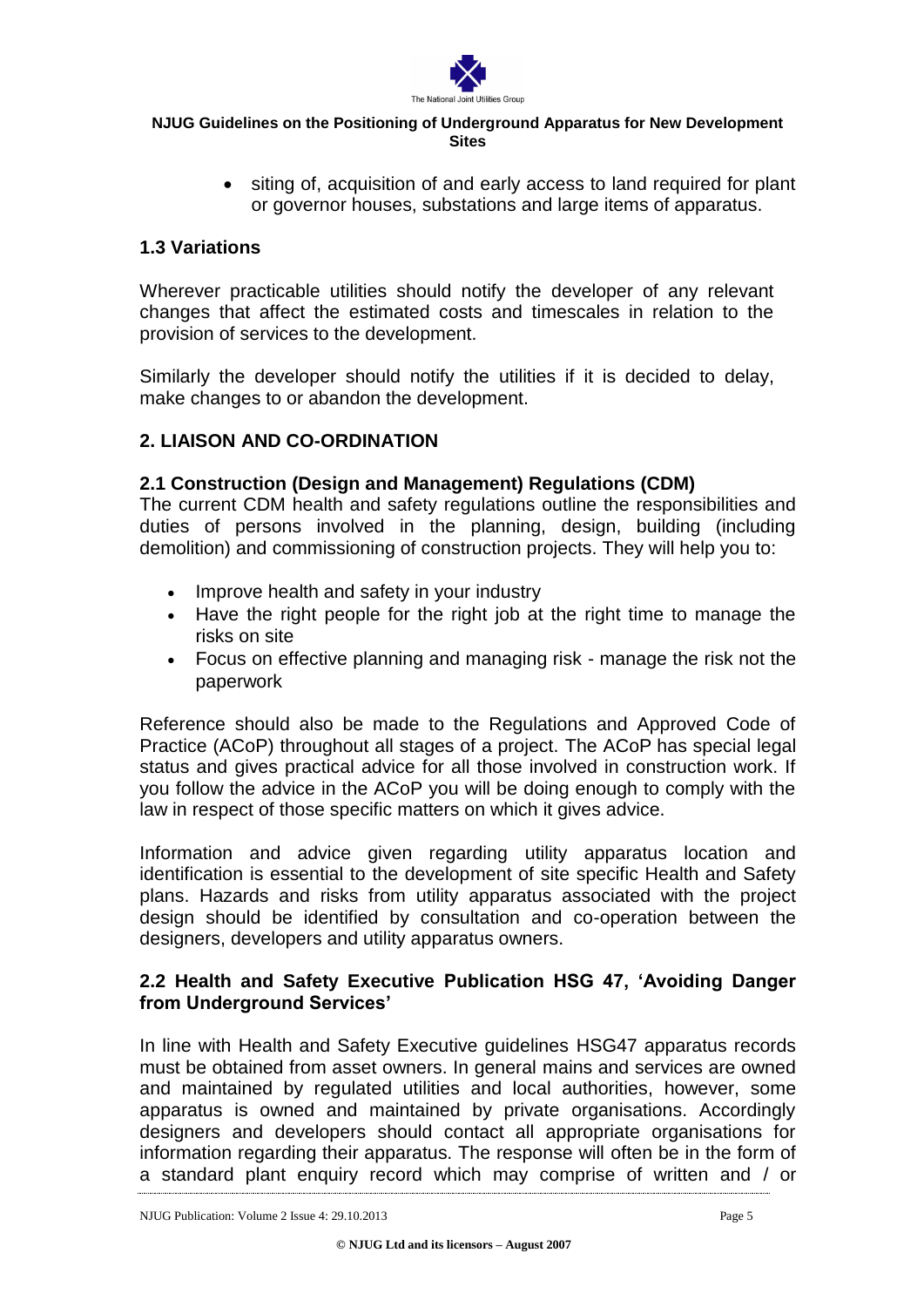- siting of, acquisition of and early access to land required for plant or governor houses, substations and large items of apparatus.

### 1.3 Variations

Wherever practicable utilities should notify the developer of any relevant changes that affect the estimated costs and timescales in relation to the provision of services to the development.

Similarly the developer should notify the utilities if it is decided to delay, make changes to or abandon the development.

## 2. LIAISON AND CO-ORDINATION

### 2.1 Construction (Design and Management) Regulations (CDM)

The current CDM health and safety regulations outline the responsibilities and duties of persons involved in the planning, design, building (including demolition) and commissioning of construction projects. They will help you to:

- Improve health and safety in your industry
- Have the right people for the right job at the right time to manage the risks on site
- Focus on effective planning and managing risk - manage the risk not the paperwork

Reference should also be made to the Regulations and Approved Code of Practice (ACoP) throughout all stages of a project. The ACoP has special legal status and gives practical advice for all those involved in construction work. If you follow the advice in the ACoP you will be doing enough to comply with the law in respect of those specific matters on which it gives advice.

Information and advice given regarding utility apparatus location and identification is essential to the development of site specific Health and Safety plans. Hazards and risks from utility apparatus associated with the project design should be identified by consultation and co-operation between the designers, developers and utility apparatus owners.

### 2.2 Health and Safety Executive Publication HSG 47, 'Avoiding Danger from Underground Services'

In line with Health and Safety Executive guidelines HSG47 apparatus records must be obtained from asset owners. In general mains and services are owned and maintained by regulated utilities and local authorities, however, some apparatus is owned and maintained by private organisations. Accordingly designers and developers should contact all appropriate organisations for information regarding their apparatus. The response will often be in the form of a standard plant enquiry record which may comprise of written and / or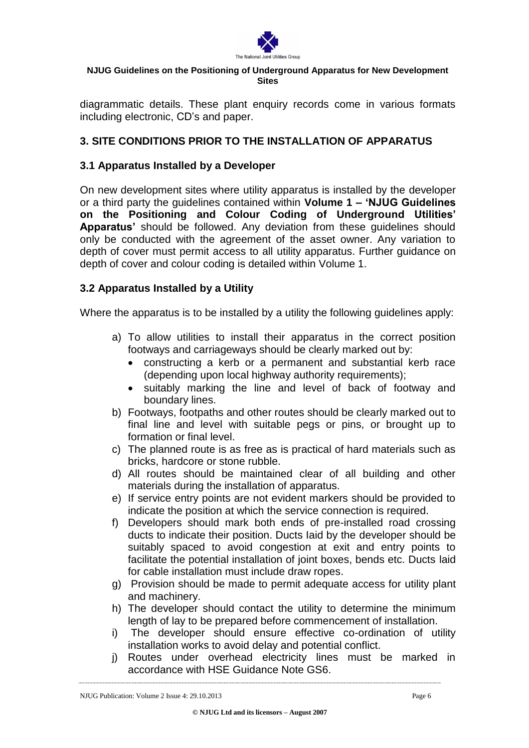diagrammatic details. These plant enquiry records come in various formats including electronic, CD's and paper.

## 3. SITE CONDITIONS PRIOR TO THE INSTALLATION OF APPARATUS

### 3.1 Apparatus Installed by a Developer

On new development sites where utility apparatus is installed by the developer or a third party the guidelines contained within **Volume 1 – 'NJUG Guidelines on the Positioning and Colour Coding of Underground Utilities' Apparatus'** should be followed. Any deviation from these guidelines should only be conducted with the agreement of the asset owner. Any variation to depth of cover must permit access to all utility apparatus. Further guidance on depth of cover and colour coding is detailed within Volume 1.

### 3.2 Apparatus Installed by a Utility

Where the apparatus is to be installed by a utility the following guidelines apply:

a) To allow utilities to install their apparatus in the correct position footways and carriageways should be clearly marked out by:
   - constructing a kerb or a permanent and substantial kerb race (depending upon local highway authority requirements);
   - suitably marking the line and level of back of footway and boundary lines.

b) Footways, footpaths and other routes should be clearly marked out to final line and level with suitable pegs or pins, or brought up to formation or final level.

c) The planned route is as free as is practical of hard materials such as bricks, hardcore or stone rubble.

d) All routes should be maintained clear of all building and other materials during the installation of apparatus.

e) If service entry points are not evident markers should be provided to indicate the position at which the service connection is required.

f) Developers should mark both ends of pre-installed road crossing ducts to indicate their position. Ducts laid by the developer should be suitably spaced to avoid congestion at exit and entry points to facilitate the potential installation of joint boxes, bends etc. Ducts laid for cable installation must include draw ropes.

g) Provision should be made to permit adequate access for utility plant and machinery.

h) The developer should contact the utility to determine the minimum length of lay to be prepared before commencement of installation.

i) The developer should ensure effective co-ordination of utility installation works to avoid delay and potential conflict.

j) Routes under overhead electricity lines must be marked in accordance with HSE Guidance Note GS6.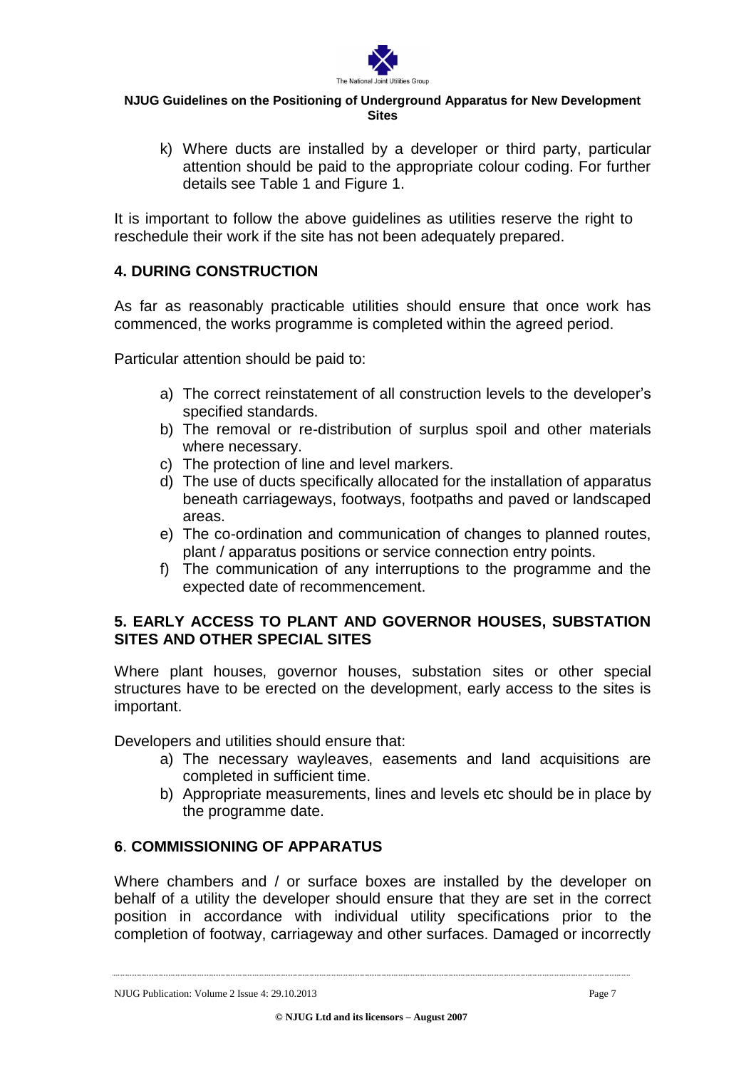k) Where ducts are installed by a developer or third party, particular attention should be paid to the appropriate colour coding. For further details see Table 1 and Figure 1.

It is important to follow the above guidelines as utilities reserve the right to reschedule their work if the site has not been adequately prepared.

## 4. DURING CONSTRUCTION

As far as reasonably practicable utilities should ensure that once work has commenced, the works programme is completed within the agreed period.

Particular attention should be paid to:

a) The correct reinstatement of all construction levels to the developer's specified standards.
b) The removal or re-distribution of surplus spoil and other materials where necessary.
c) The protection of line and level markers.
d) The use of ducts specifically allocated for the installation of apparatus beneath carriageways, footways, footpaths and paved or landscaped areas.
e) The co-ordination and communication of changes to planned routes, plant / apparatus positions or service connection entry points.
f) The communication of any interruptions to the programme and the expected date of recommencement.

## 5. EARLY ACCESS TO PLANT AND GOVERNOR HOUSES, SUBSTATION SITES AND OTHER SPECIAL SITES

Where plant houses, governor houses, substation sites or other special structures have to be erected on the development, early access to the sites is important.

Developers and utilities should ensure that:

a) The necessary wayleaves, easements and land acquisitions are completed in sufficient time.
b) Appropriate measurements, lines and levels etc should be in place by the programme date.

## 6. COMMISSIONING OF APPARATUS

Where chambers and / or surface boxes are installed by the developer on behalf of a utility the developer should ensure that they are set in the correct position in accordance with individual utility specifications prior to the completion of footway, carriageway and other surfaces. Damaged or incorrectly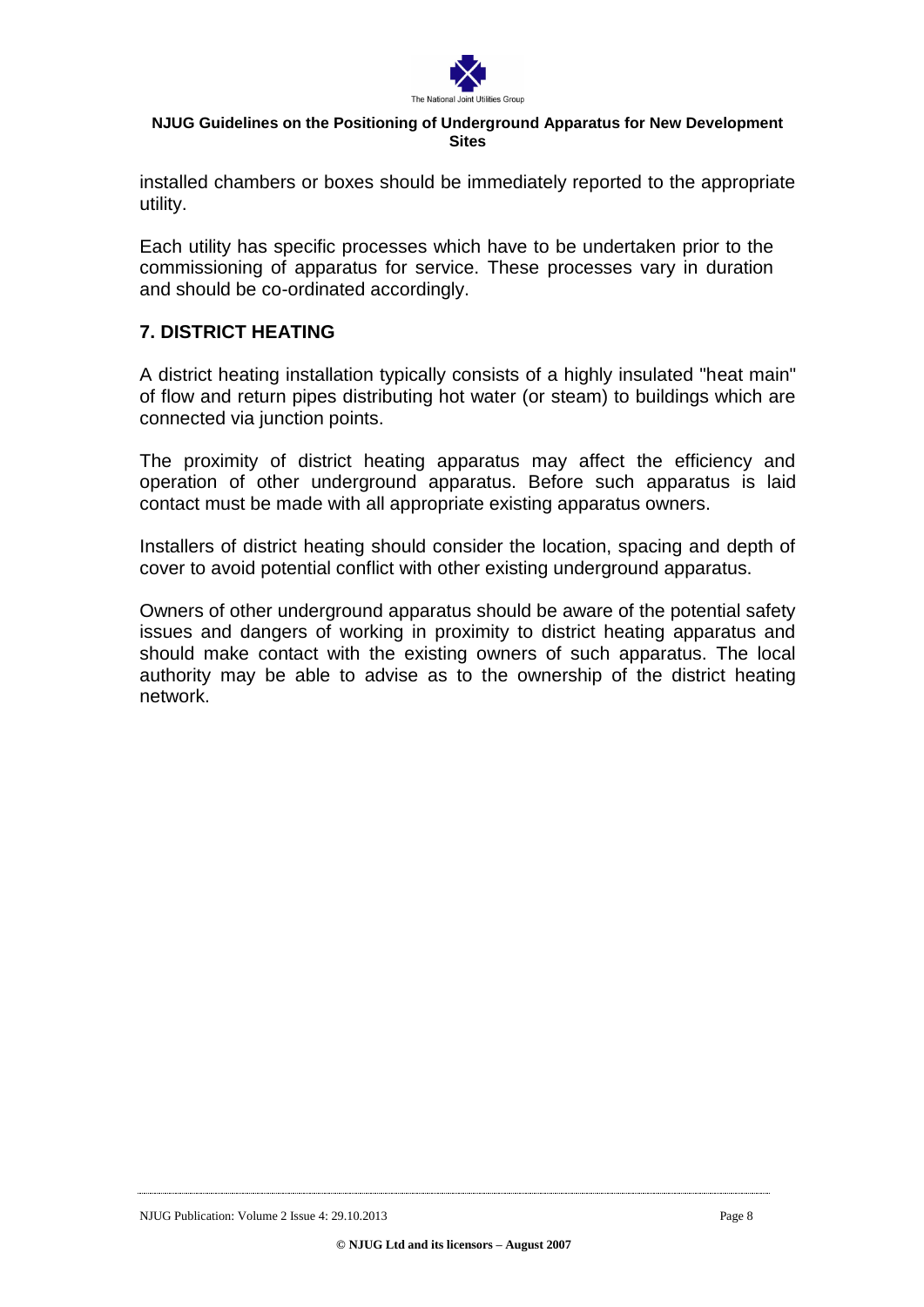installed chambers or boxes should be immediately reported to the appropriate utility.

Each utility has specific processes which have to be undertaken prior to the commissioning of apparatus for service. These processes vary in duration and should be co-ordinated accordingly.

## 7. DISTRICT HEATING

A district heating installation typically consists of a highly insulated "heat main" of flow and return pipes distributing hot water (or steam) to buildings which are connected via junction points.

The proximity of district heating apparatus may affect the efficiency and operation of other underground apparatus. Before such apparatus is laid contact must be made with all appropriate existing apparatus owners.

Installers of district heating should consider the location, spacing and depth of cover to avoid potential conflict with other existing underground apparatus.

Owners of other underground apparatus should be aware of the potential safety issues and dangers of working in proximity to district heating apparatus and should make contact with the existing owners of such apparatus. The local authority may be able to advise as to the ownership of the district heating network.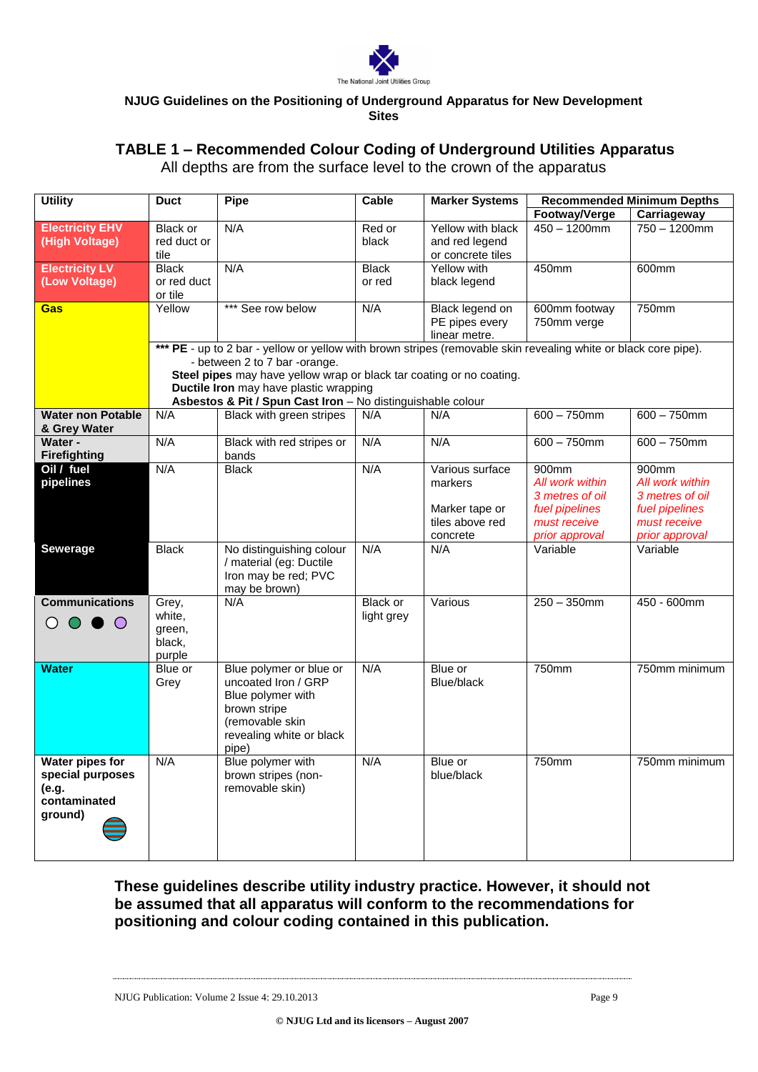The National Joint Utilities Group

**NJUG Guidelines on the Positioning of Underground Apparatus for New Development Sites**

## TABLE 1 – Recommended Colour Coding of Underground Utilities Apparatus

All depths are from the surface level to the crown of the apparatus

| Utility | Duct | Pipe | Cable | Marker Systems | Recommended Minimum Depths | |
|---|---|---|---|---|---|---|
| | | | | | Footway/Verge | Carriageway |
| **Electricity EHV (High Voltage)** | Black or red duct or tile | N/A | Red or black | Yellow with black and red legend or concrete tiles | 450 – 1200mm | 750 – 1200mm |
| **Electricity LV (Low Voltage)** | Black or red duct or tile | N/A | Black or red | Yellow with black legend | 450mm | 600mm |
| **Gas** | Yellow | *** See row below | N/A | Black legend on PE pipes every linear metre. | 600mm footway 750mm verge | 750mm |
| | *** **PE** - up to 2 bar - yellow or yellow with brown stripes (removable skin revealing white or black core pipe). - between 2 to 7 bar -orange. **Steel pipes** may have yellow wrap or black tar coating or no coating. **Ductile Iron** may have plastic wrapping **Asbestos & Pit / Spun Cast Iron** – No distinguishable colour | | | | | |
| **Water non Potable & Grey Water** | N/A | Black with green stripes | N/A | N/A | 600 – 750mm | 600 – 750mm |
| **Water - Firefighting** | N/A | Black with red stripes or bands | N/A | N/A | 600 – 750mm | 600 – 750mm |
| **Oil / fuel pipelines** | N/A | Black | N/A | Various surface markers<br><br>Marker tape or tiles above red concrete | 900mm *All work within 3 metres of oil fuel pipelines must receive prior approval* | 900mm *All work within 3 metres of oil fuel pipelines must receive prior approval* |
| **Sewerage** | Black | No distinguishing colour / material (eg: Ductile Iron may be red; PVC may be brown) | N/A | N/A | Variable | Variable |
| **Communications** ○ ● ● ○ | Grey, white, green, black, purple | N/A | Black or light grey | Various | 250 – 350mm | 450 - 600mm |
| **Water** | Blue or Grey | Blue polymer or blue or uncoated Iron / GRP Blue polymer with brown stripe (removable skin revealing white or black pipe) | N/A | Blue or Blue/black | 750mm | 750mm minimum |
| **Water pipes for special purposes (e.g. contaminated ground)** | N/A | Blue polymer with brown stripes (non-removable skin) | N/A | Blue or blue/black | 750mm | 750mm minimum |

**These guidelines describe utility industry practice. However, it should not be assumed that all apparatus will conform to the recommendations for positioning and colour coding contained in this publication.**

© NJUG Ltd and its licensors – August 2007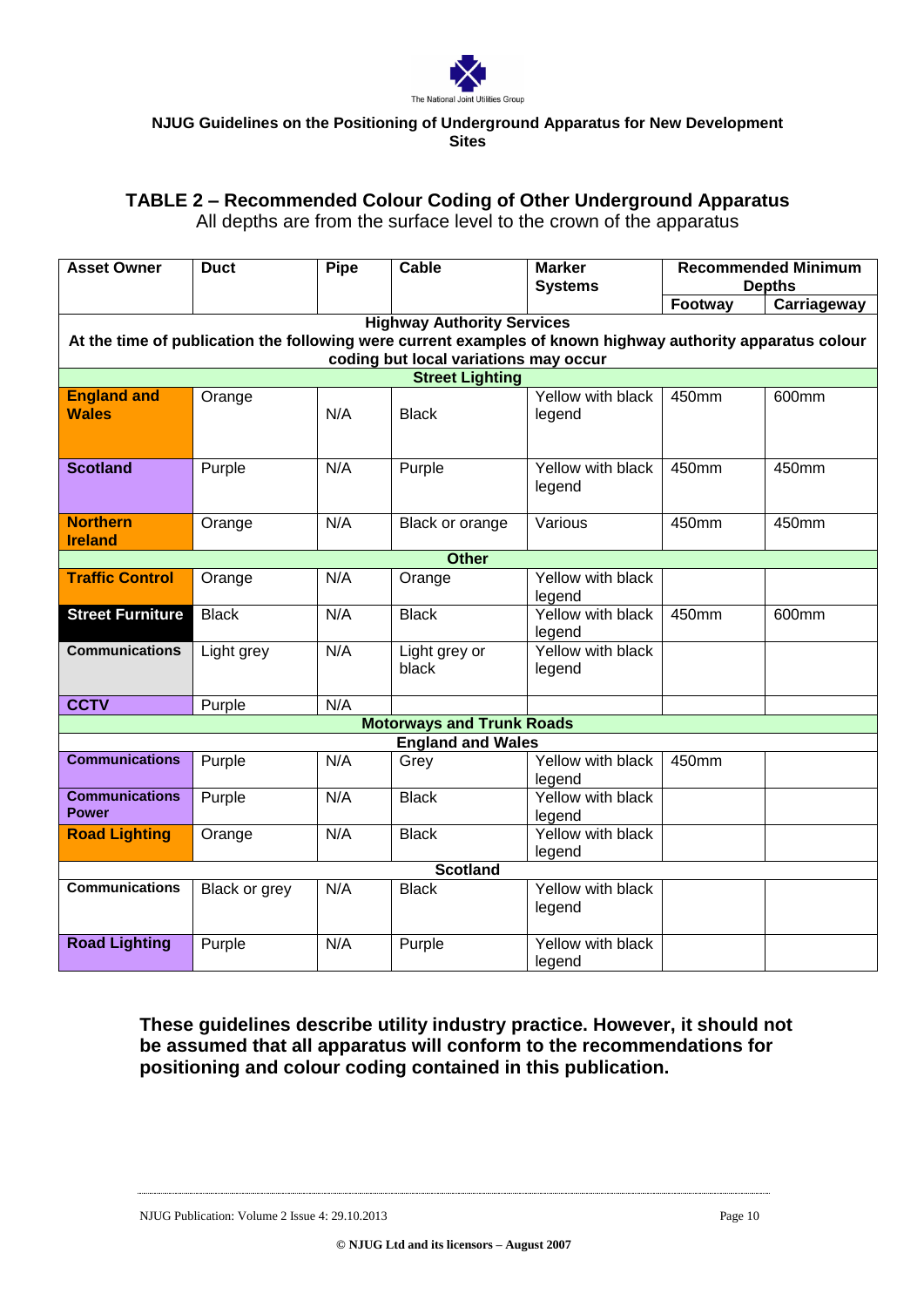The National Joint Utilities Group

**NJUG Guidelines on the Positioning of Underground Apparatus for New Development Sites**

## TABLE 2 – Recommended Colour Coding of Other Underground Apparatus

All depths are from the surface level to the crown of the apparatus

| Asset Owner | Duct | Pipe | Cable | Marker Systems | Recommended Minimum Depths | |
|---|---|---|---|---|---|---|
| | | | | | Footway | Carriageway |
| **Highway Authority Services** At the time of publication the following were current examples of known highway authority apparatus colour coding but local variations may occur | | | | | | |
| **Street Lighting** | | | | | | |
| **England and Wales** | Orange | N/A | Black | Yellow with black legend | 450mm | 600mm |
| **Scotland** | Purple | N/A | Purple | Yellow with black legend | 450mm | 450mm |
| **Northern Ireland** | Orange | N/A | Black or orange | Various | 450mm | 450mm |
| **Other** | | | | | | |
| **Traffic Control** | Orange | N/A | Orange | Yellow with black legend | | |
| **Street Furniture** | Black | N/A | Black | Yellow with black legend | 450mm | 600mm |
| **Communications** | Light grey | N/A | Light grey or black | Yellow with black legend | | |
| **CCTV** | Purple | N/A | | | | |
| **Motorways and Trunk Roads** | | | | | | |
| **England and Wales** | | | | | | |
| **Communications** | Purple | N/A | Grey | Yellow with black legend | 450mm | |
| **Communications Power** | Purple | N/A | Black | Yellow with black legend | | |
| **Road Lighting** | Orange | N/A | Black | Yellow with black legend | | |
| **Scotland** | | | | | | |
| **Communications** | Black or grey | N/A | Black | Yellow with black legend | | |
| **Road Lighting** | Purple | N/A | Purple | Yellow with black legend | | |

**These guidelines describe utility industry practice. However, it should not be assumed that all apparatus will conform to the recommendations for positioning and colour coding contained in this publication.**

NJUG Publication: Volume 2 Issue 4: 29.10.2013

© NJUG Ltd and its licensors – August 2007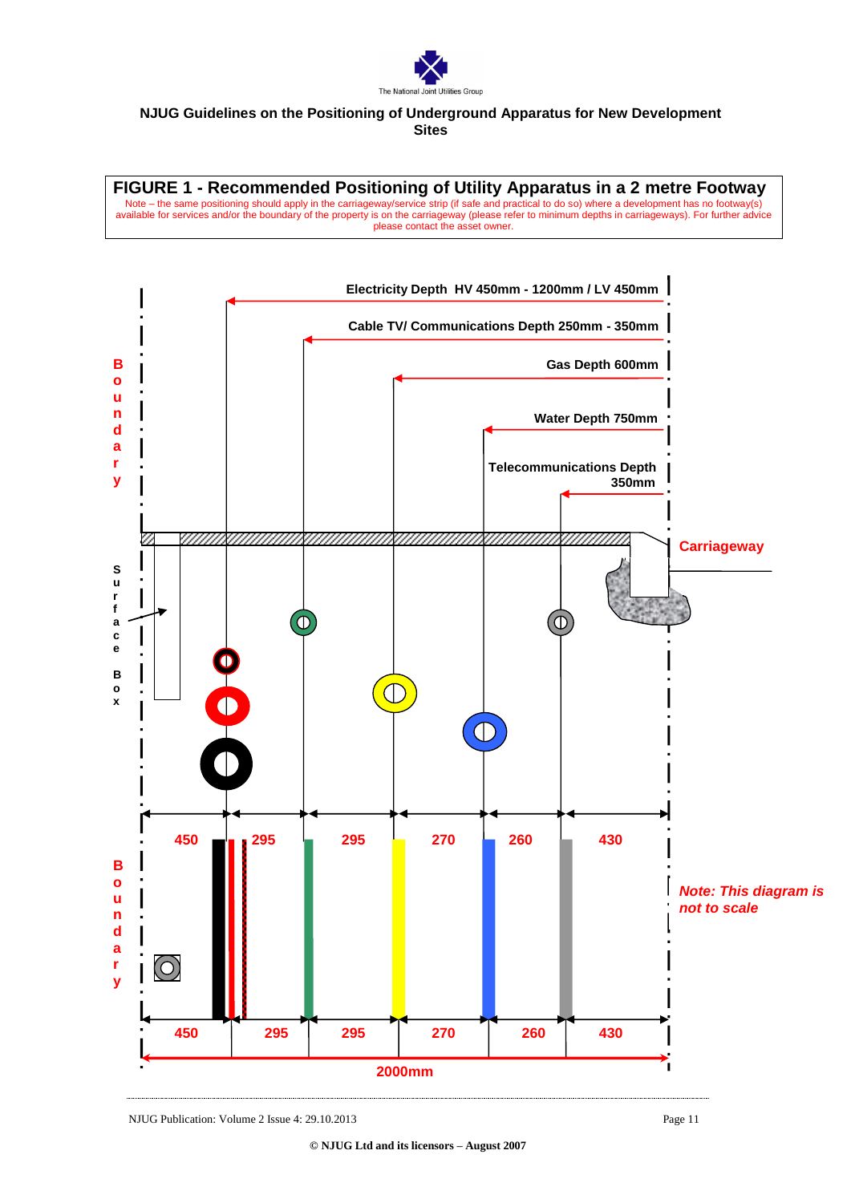NJUG Guidelines on the Positioning of Underground Apparatus for New Development Sites

## FIGURE 1 - Recommended Positioning of Utility Apparatus in a 2 metre Footway

Note – the same positioning should apply in the carriageway/service strip (if safe and practical to do so) where a development has no footway(s) available for services and/or the boundary of the property is on the carriageway (please refer to minimum depths in carriageways). For further advice please contact the asset owner.

Electricity Depth HV 450mm - 1200mm / LV 450mm

Cable TV/ Communications Depth 250mm - 350mm

Gas Depth 600mm

Water Depth 750mm

Telecommunications Depth 350mm

Boundary

Surface Box

Carriageway

450 | 295 | 295 | 270 | 260 | 430

*Note: This diagram is not to scale*

450 | 295 | 295 | 270 | 260 | 430

2000mm

© NJUG Ltd and its licensors – August 2007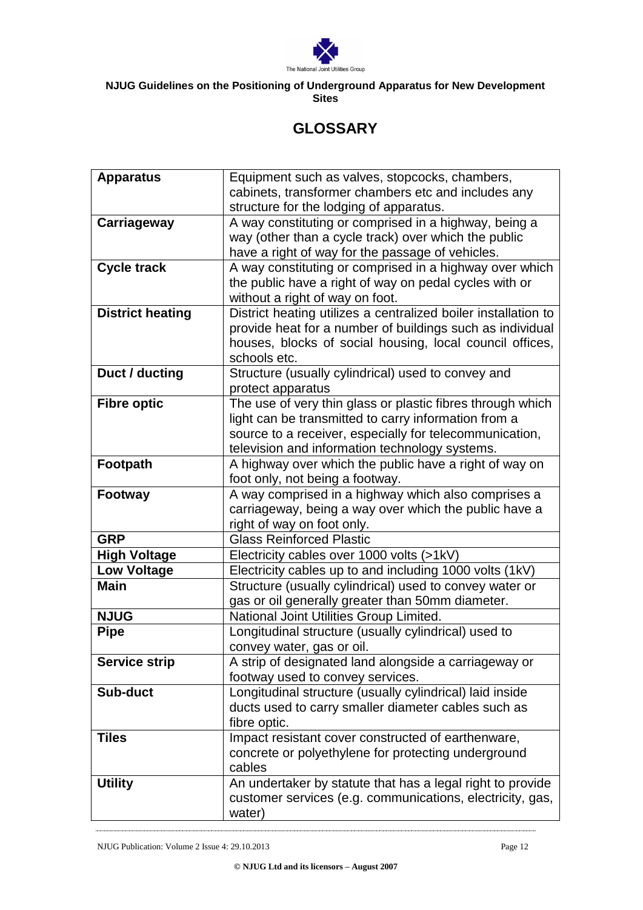# GLOSSARY

| | |
|---|---|
| **Apparatus** | Equipment such as valves, stopcocks, chambers, cabinets, transformer chambers etc and includes any structure for the lodging of apparatus. |
| **Carriageway** | A way constituting or comprised in a highway, being a way (other than a cycle track) over which the public have a right of way for the passage of vehicles. |
| **Cycle track** | A way constituting or comprised in a highway over which the public have a right of way on pedal cycles with or without a right of way on foot. |
| **District heating** | District heating utilizes a centralized boiler installation to provide heat for a number of buildings such as individual houses, blocks of social housing, local council offices, schools etc. |
| **Duct / ducting** | Structure (usually cylindrical) used to convey and protect apparatus |
| **Fibre optic** | The use of very thin glass or plastic fibres through which light can be transmitted to carry information from a source to a receiver, especially for telecommunication, television and information technology systems. |
| **Footpath** | A highway over which the public have a right of way on foot only, not being a footway. |
| **Footway** | A way comprised in a highway which also comprises a carriageway, being a way over which the public have a right of way on foot only. |
| **GRP** | Glass Reinforced Plastic |
| **High Voltage** | Electricity cables over 1000 volts (>1kV) |
| **Low Voltage** | Electricity cables up to and including 1000 volts (1kV) |
| **Main** | Structure (usually cylindrical) used to convey water or gas or oil generally greater than 50mm diameter. |
| **NJUG** | National Joint Utilities Group Limited. |
| **Pipe** | Longitudinal structure (usually cylindrical) used to convey water, gas or oil. |
| **Service strip** | A strip of designated land alongside a carriageway or footway used to convey services. |
| **Sub-duct** | Longitudinal structure (usually cylindrical) laid inside ducts used to carry smaller diameter cables such as fibre optic. |
| **Tiles** | Impact resistant cover constructed of earthenware, concrete or polyethylene for protecting underground cables |
| **Utility** | An undertaker by statute that has a legal right to provide customer services (e.g. communications, electricity, gas, water) |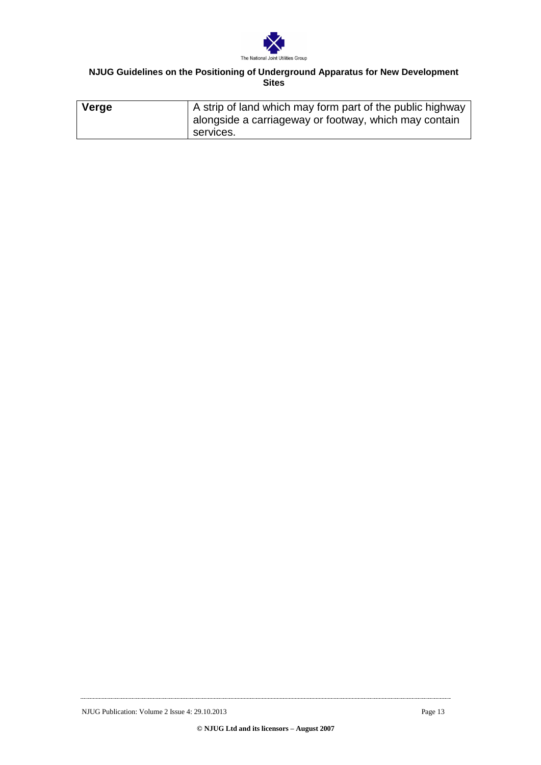| **Verge** | A strip of land which may form part of the public highway alongside a carriageway or footway, which may contain services. |
|---|---|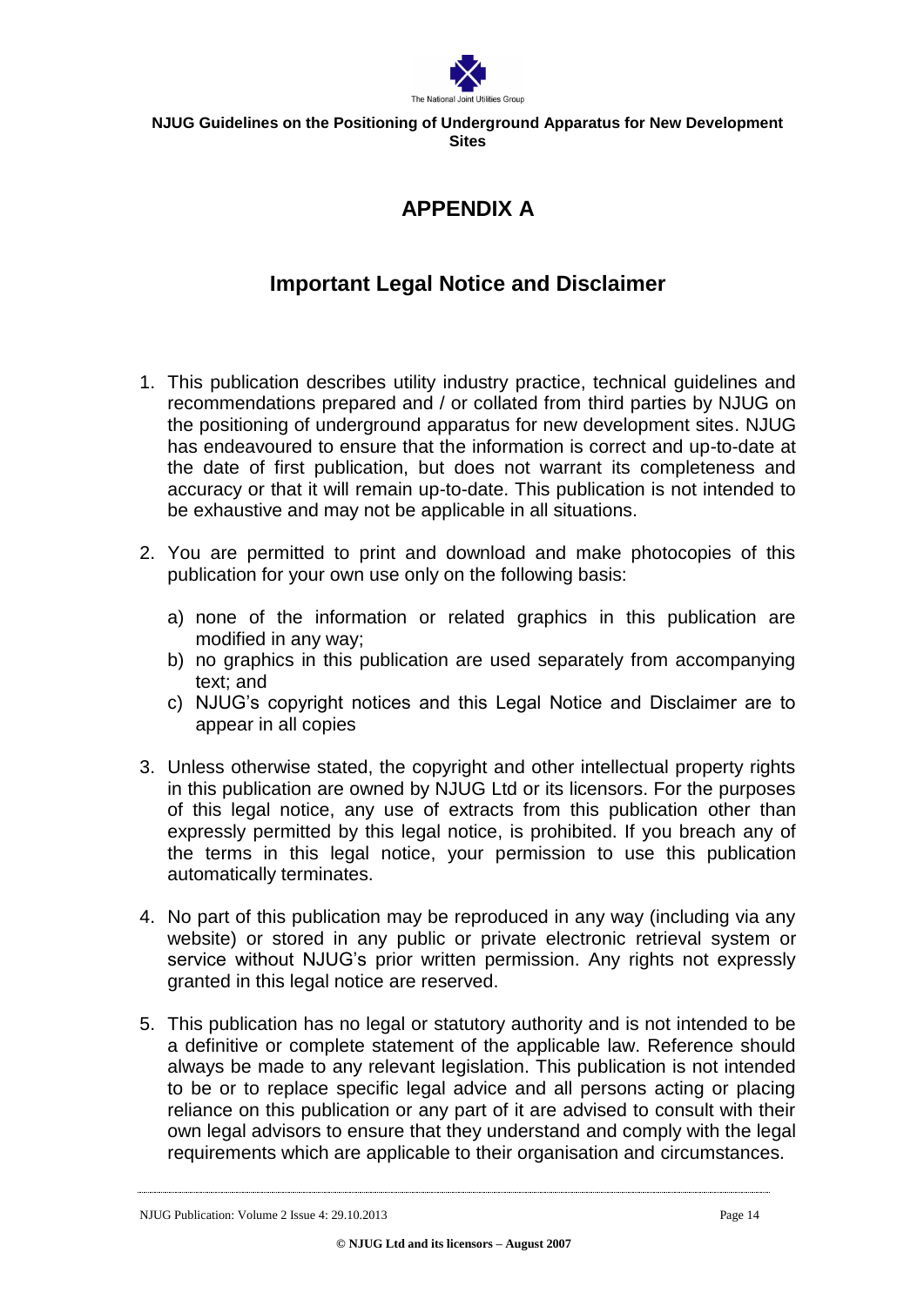# APPENDIX A

## Important Legal Notice and Disclaimer

1. This publication describes utility industry practice, technical guidelines and recommendations prepared and / or collated from third parties by NJUG on the positioning of underground apparatus for new development sites. NJUG has endeavoured to ensure that the information is correct and up-to-date at the date of first publication, but does not warrant its completeness and accuracy or that it will remain up-to-date. This publication is not intended to be exhaustive and may not be applicable in all situations.

2. You are permitted to print and download and make photocopies of this publication for your own use only on the following basis:

   a) none of the information or related graphics in this publication are modified in any way;
   b) no graphics in this publication are used separately from accompanying text; and
   c) NJUG's copyright notices and this Legal Notice and Disclaimer are to appear in all copies

3. Unless otherwise stated, the copyright and other intellectual property rights in this publication are owned by NJUG Ltd or its licensors. For the purposes of this legal notice, any use of extracts from this publication other than expressly permitted by this legal notice, is prohibited. If you breach any of the terms in this legal notice, your permission to use this publication automatically terminates.

4. No part of this publication may be reproduced in any way (including via any website) or stored in any public or private electronic retrieval system or service without NJUG's prior written permission. Any rights not expressly granted in this legal notice are reserved.

5. This publication has no legal or statutory authority and is not intended to be a definitive or complete statement of the applicable law. Reference should always be made to any relevant legislation. This publication is not intended to be or to replace specific legal advice and all persons acting or placing reliance on this publication or any part of it are advised to consult with their own legal advisors to ensure that they understand and comply with the legal requirements which are applicable to their organisation and circumstances.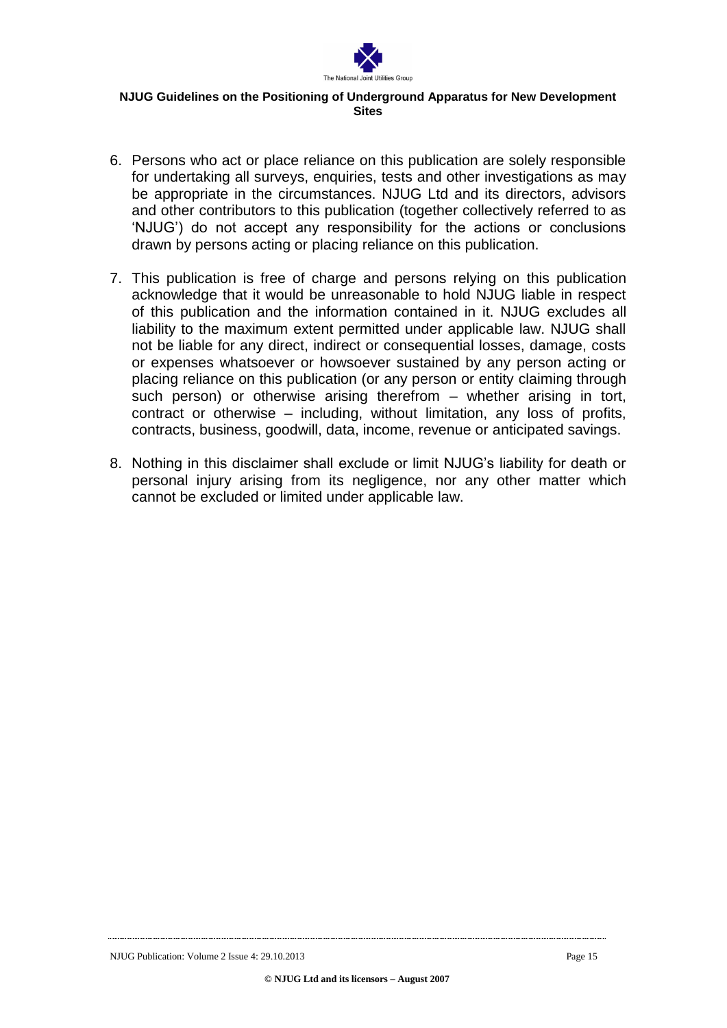6. Persons who act or place reliance on this publication are solely responsible for undertaking all surveys, enquiries, tests and other investigations as may be appropriate in the circumstances. NJUG Ltd and its directors, advisors and other contributors to this publication (together collectively referred to as 'NJUG') do not accept any responsibility for the actions or conclusions drawn by persons acting or placing reliance on this publication.

7. This publication is free of charge and persons relying on this publication acknowledge that it would be unreasonable to hold NJUG liable in respect of this publication and the information contained in it. NJUG excludes all liability to the maximum extent permitted under applicable law. NJUG shall not be liable for any direct, indirect or consequential losses, damage, costs or expenses whatsoever or howsoever sustained by any person acting or placing reliance on this publication (or any person or entity claiming through such person) or otherwise arising therefrom – whether arising in tort, contract or otherwise – including, without limitation, any loss of profits, contracts, business, goodwill, data, income, revenue or anticipated savings.

8. Nothing in this disclaimer shall exclude or limit NJUG's liability for death or personal injury arising from its negligence, nor any other matter which cannot be excluded or limited under applicable law.